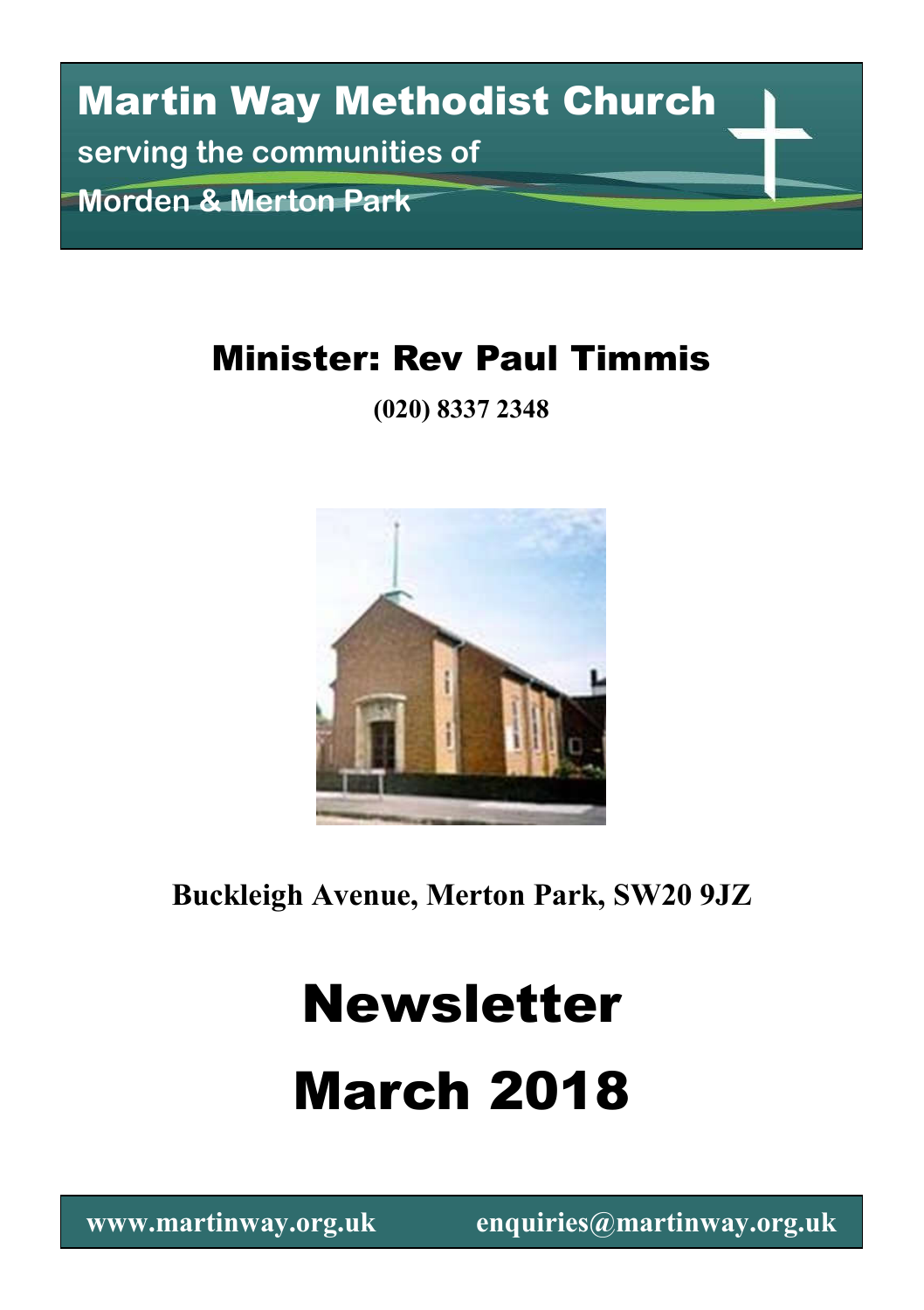# Martin Way Methodist Church

**serving the communities of**

**Morden & Merton Park**

## Minister: Rev Paul Timmis

**(020) 8337 2348**

**Buckleigh Avenue, Merton Park, SW20 9JZ**

# Newsletter

# March 2018

**www.martinway.org.uk** **enquiries@martinway.org.uk**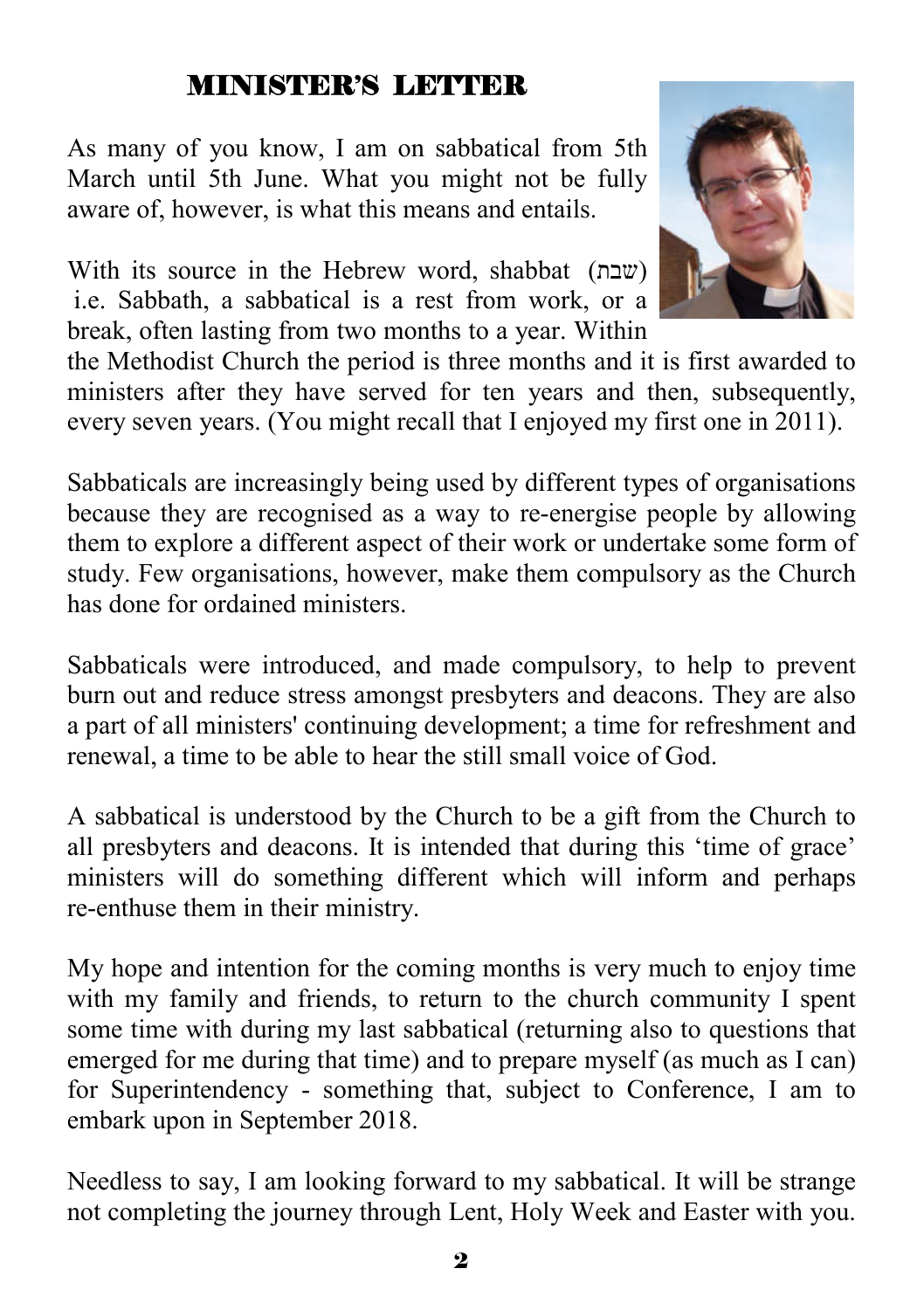## MINISTER'S LETTER

As many of you know, I am on sabbatical from 5th March until 5th June. What you might not be fully aware of, however, is what this means and entails.

With its source in the Hebrew word, shabbat (שבת) i.e. Sabbath, a sabbatical is a rest from work, or a break, often lasting from two months to a year. Within the Methodist Church the period is three months and it is first awarded to ministers after they have served for ten years and then, subsequently, every seven years. (You might recall that I enjoyed my first one in 2011).

Sabbaticals are increasingly being used by different types of organisations because they are recognised as a way to re-energise people by allowing them to explore a different aspect of their work or undertake some form of study. Few organisations, however, make them compulsory as the Church has done for ordained ministers.

Sabbaticals were introduced, and made compulsory, to help to prevent burn out and reduce stress amongst presbyters and deacons. They are also a part of all ministers' continuing development; a time for refreshment and renewal, a time to be able to hear the still small voice of God.

A sabbatical is understood by the Church to be a gift from the Church to all presbyters and deacons. It is intended that during this 'time of grace' ministers will do something different which will inform and perhaps re-enthuse them in their ministry.

My hope and intention for the coming months is very much to enjoy time with my family and friends, to return to the church community I spent some time with during my last sabbatical (returning also to questions that emerged for me during that time) and to prepare myself (as much as I can) for Superintendency - something that, subject to Conference, I am to embark upon in September 2018.

Needless to say, I am looking forward to my sabbatical. It will be strange not completing the journey through Lent, Holy Week and Easter with you.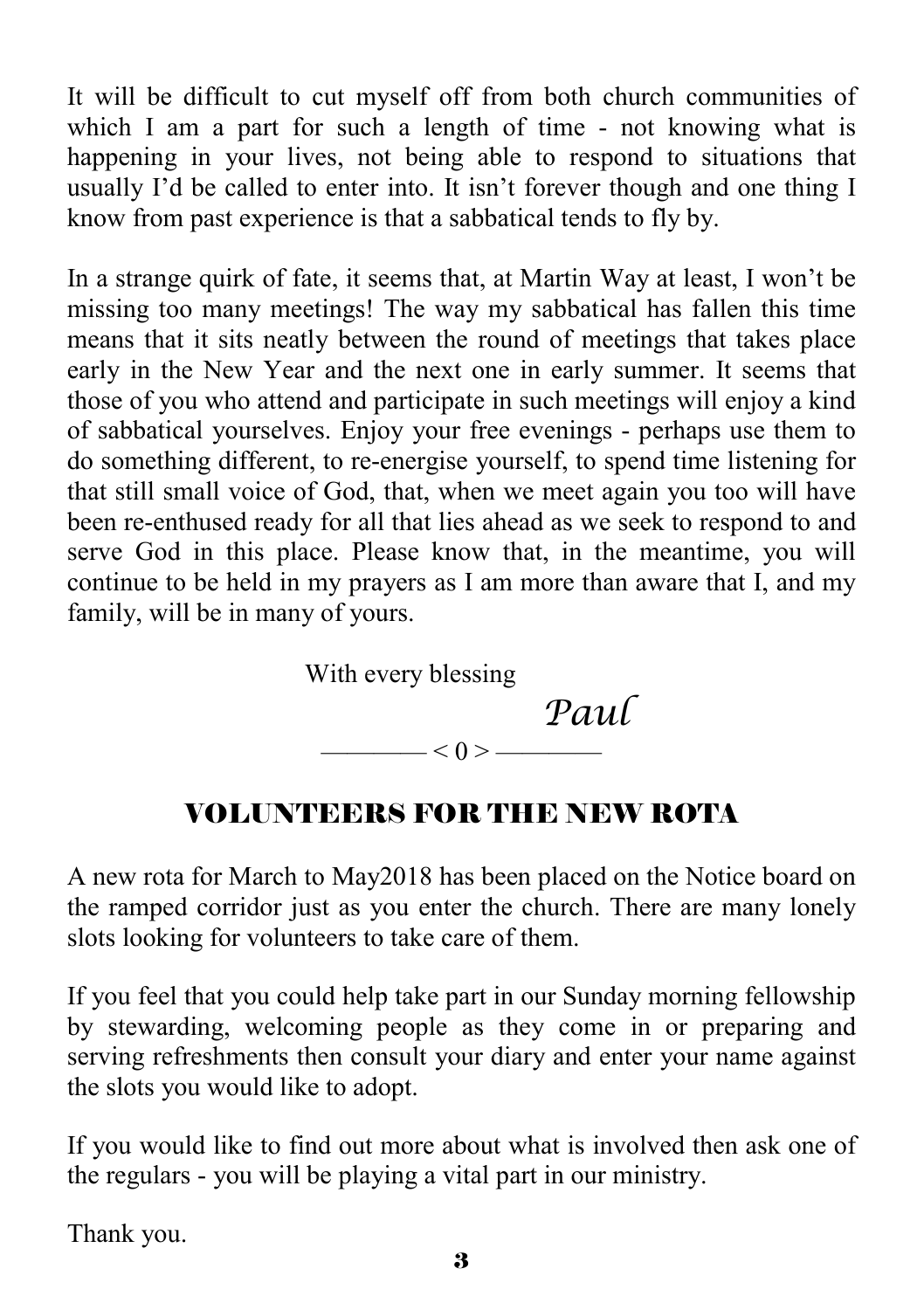It will be difficult to cut myself off from both church communities of which I am a part for such a length of time - not knowing what is happening in your lives, not being able to respond to situations that usually I'd be called to enter into. It isn't forever though and one thing I know from past experience is that a sabbatical tends to fly by.

In a strange quirk of fate, it seems that, at Martin Way at least, I won't be missing too many meetings! The way my sabbatical has fallen this time means that it sits neatly between the round of meetings that takes place early in the New Year and the next one in early summer. It seems that those of you who attend and participate in such meetings will enjoy a kind of sabbatical yourselves. Enjoy your free evenings - perhaps use them to do something different, to re-energise yourself, to spend time listening for that still small voice of God, that, when we meet again you too will have been re-enthused ready for all that lies ahead as we seek to respond to and serve God in this place. Please know that, in the meantime, you will continue to be held in my prayers as I am more than aware that I, and my family, will be in many of yours.

With every blessing

*Paul*

———— < 0 > ————

## VOLUNTEERS FOR THE NEW ROTA

A new rota for March to May2018 has been placed on the Notice board on the ramped corridor just as you enter the church. There are many lonely slots looking for volunteers to take care of them.

If you feel that you could help take part in our Sunday morning fellowship by stewarding, welcoming people as they come in or preparing and serving refreshments then consult your diary and enter your name against the slots you would like to adopt.

If you would like to find out more about what is involved then ask one of the regulars - you will be playing a vital part in our ministry.

Thank you.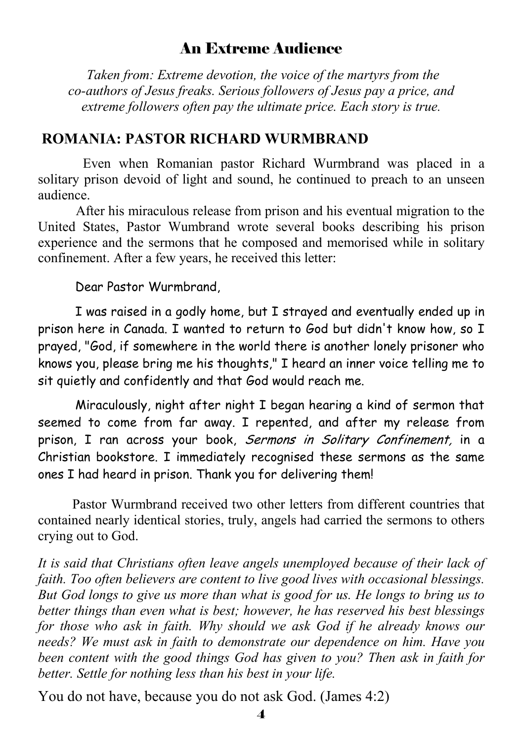## An Extreme Audience

*Taken from: Extreme devotion, the voice of the martyrs from the co-authors of Jesus freaks. Serious followers of Jesus pay a price, and extreme followers often pay the ultimate price. Each story is true.*

### ROMANIA: PASTOR RICHARD WURMBRAND

Even when Romanian pastor Richard Wurmbrand was placed in a solitary prison devoid of light and sound, he continued to preach to an unseen audience.

After his miraculous release from prison and his eventual migration to the United States, Pastor Wumbrand wrote several books describing his prison experience and the sermons that he composed and memorised while in solitary confinement. After a few years, he received this letter:

Dear Pastor Wurmbrand,

I was raised in a godly home, but I strayed and eventually ended up in prison here in Canada. I wanted to return to God but didn't know how, so I prayed, "God, if somewhere in the world there is another lonely prisoner who knows you, please bring me his thoughts," I heard an inner voice telling me to sit quietly and confidently and that God would reach me.

Miraculously, night after night I began hearing a kind of sermon that seemed to come from far away. I repented, and after my release from prison, I ran across your book, *Sermons in Solitary Confinement,* in a Christian bookstore. I immediately recognised these sermons as the same ones I had heard in prison. Thank you for delivering them!

Pastor Wurmbrand received two other letters from different countries that contained nearly identical stories, truly, angels had carried the sermons to others crying out to God.

*It is said that Christians often leave angels unemployed because of their lack of faith. Too often believers are content to live good lives with occasional blessings. But God longs to give us more than what is good for us. He longs to bring us to better things than even what is best; however, he has reserved his best blessings for those who ask in faith. Why should we ask God if he already knows our needs? We must ask in faith to demonstrate our dependence on him. Have you been content with the good things God has given to you? Then ask in faith for better. Settle for nothing less than his best in your life.*

You do not have, because you do not ask God. (James 4:2)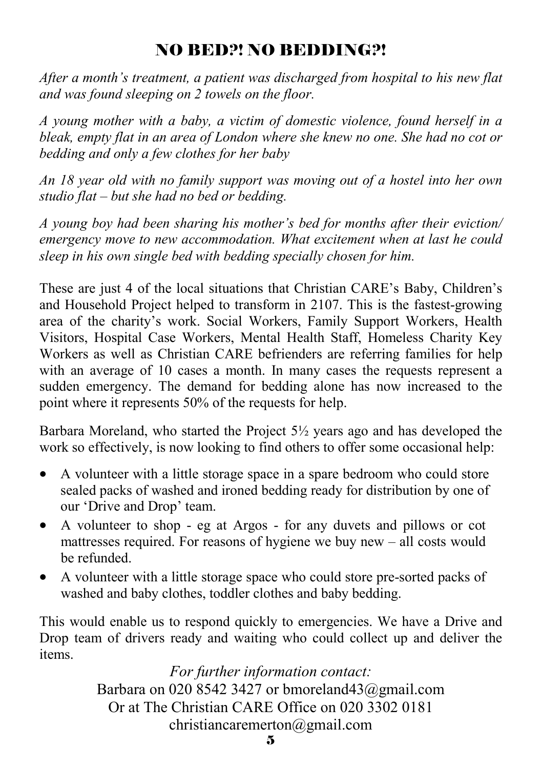## NO BED?! NO BEDDING?!

*After a month's treatment, a patient was discharged from hospital to his new flat and was found sleeping on 2 towels on the floor.*

*A young mother with a baby, a victim of domestic violence, found herself in a bleak, empty flat in an area of London where she knew no one. She had no cot or bedding and only a few clothes for her baby*

*An 18 year old with no family support was moving out of a hostel into her own studio flat – but she had no bed or bedding.*

*A young boy had been sharing his mother's bed for months after their eviction/ emergency move to new accommodation. What excitement when at last he could sleep in his own single bed with bedding specially chosen for him.*

These are just 4 of the local situations that Christian CARE's Baby, Children's and Household Project helped to transform in 2107. This is the fastest-growing area of the charity's work. Social Workers, Family Support Workers, Health Visitors, Hospital Case Workers, Mental Health Staff, Homeless Charity Key Workers as well as Christian CARE befrienders are referring families for help with an average of 10 cases a month. In many cases the requests represent a sudden emergency. The demand for bedding alone has now increased to the point where it represents 50% of the requests for help.

Barbara Moreland, who started the Project 5½ years ago and has developed the work so effectively, is now looking to find others to offer some occasional help:

- A volunteer with a little storage space in a spare bedroom who could store sealed packs of washed and ironed bedding ready for distribution by one of our 'Drive and Drop' team.
- A volunteer to shop - eg at Argos - for any duvets and pillows or cot mattresses required. For reasons of hygiene we buy new – all costs would be refunded.
- A volunteer with a little storage space who could store pre-sorted packs of washed and baby clothes, toddler clothes and baby bedding.

This would enable us to respond quickly to emergencies. We have a Drive and Drop team of drivers ready and waiting who could collect up and deliver the items.

*For further information contact:*
Barbara on 020 8542 3427 or bmoreland43@gmail.com
Or at The Christian CARE Office on 020 3302 0181
christiancaremerton@gmail.com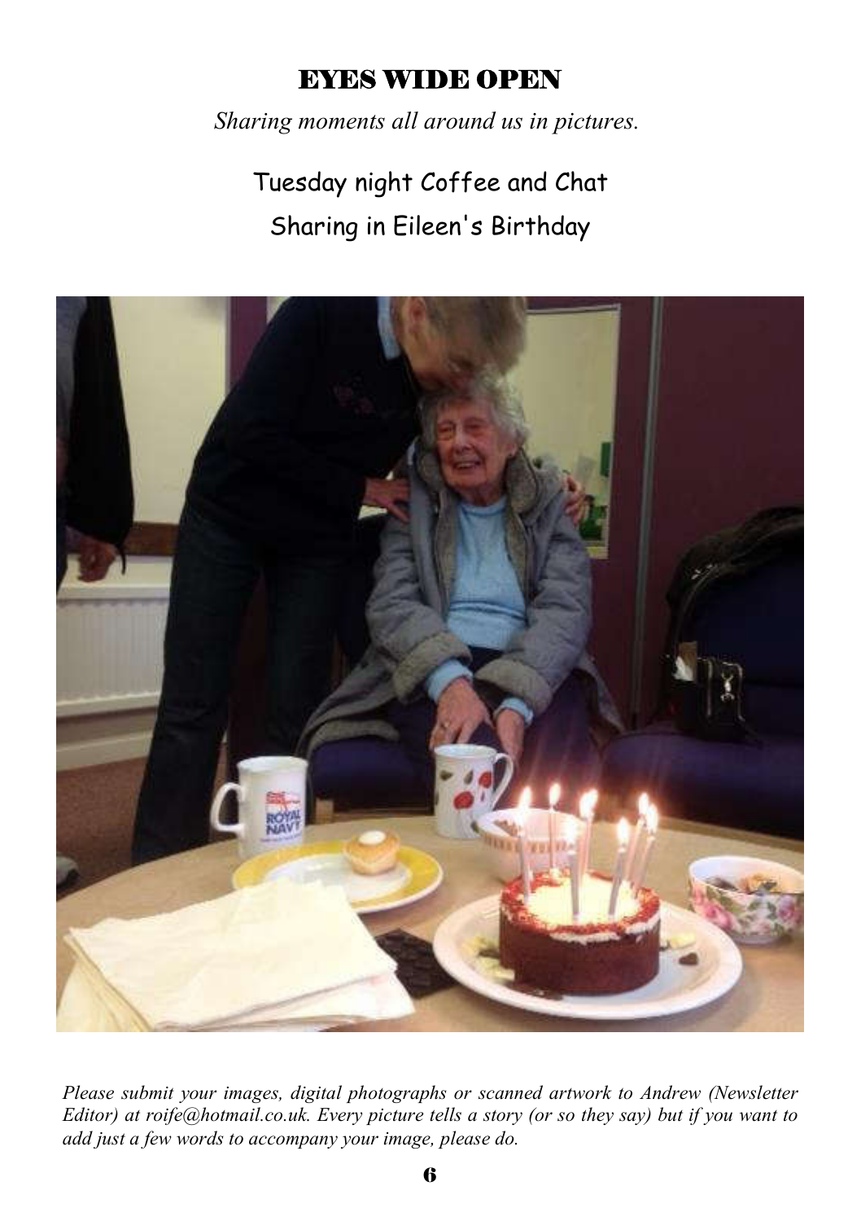# EYES WIDE OPEN

*Sharing moments all around us in pictures.*

## Tuesday night Coffee and Chat

## Sharing in Eileen's Birthday

*Please submit your images, digital photographs or scanned artwork to Andrew (Newsletter Editor) at roife@hotmail.co.uk. Every picture tells a story (or so they say) but if you want to add just a few words to accompany your image, please do.*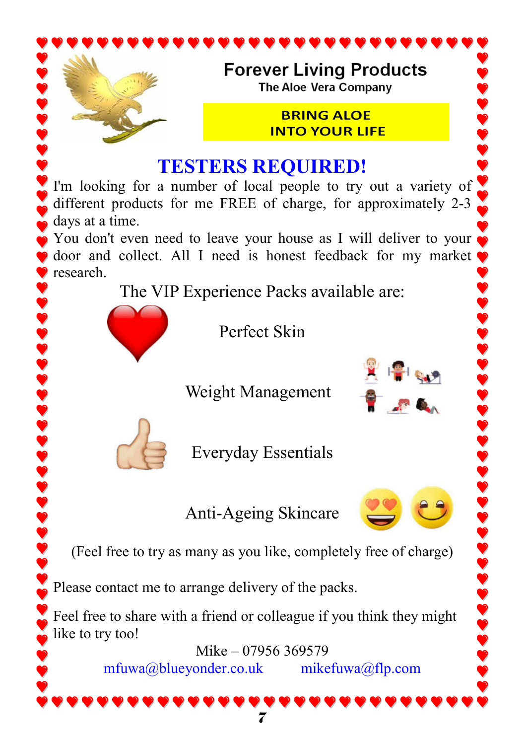# Forever Living Products

The Aloe Vera Company

**BRING ALOE INTO YOUR LIFE**

## TESTERS REQUIRED!

I'm looking for a number of local people to try out a variety of different products for me FREE of charge, for approximately 2-3 days at a time.

You don't even need to leave your house as I will deliver to your door and collect. All I need is honest feedback for my market research.

The VIP Experience Packs available are:

- Perfect Skin
- Weight Management
- Everyday Essentials
- Anti-Ageing Skincare

(Feel free to try as many as you like, completely free of charge)

Please contact me to arrange delivery of the packs.

Feel free to share with a friend or colleague if you think they might like to try too!

Mike – 07956 369579

mfuwa@blueyonder.co.uk mikefuwa@flp.com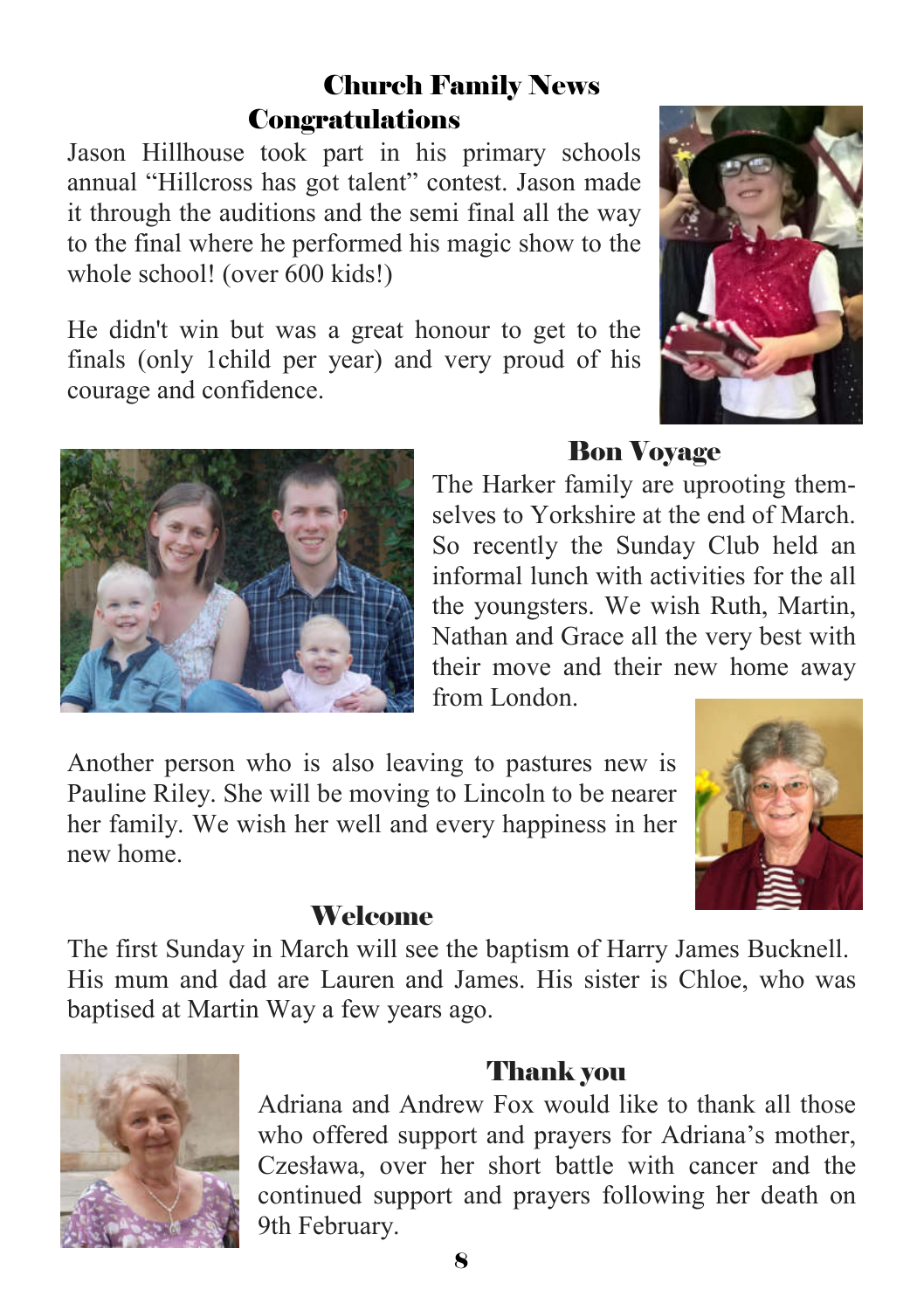# Church Family News

## Congratulations

Jason Hillhouse took part in his primary schools annual "Hillcross has got talent" contest. Jason made it through the auditions and the semi final all the way to the final where he performed his magic show to the whole school! (over 600 kids!)

He didn't win but was a great honour to get to the finals (only 1child per year) and very proud of his courage and confidence.

## Bon Voyage

The Harker family are uprooting them-selves to Yorkshire at the end of March. So recently the Sunday Club held an informal lunch with activities for the all the youngsters. We wish Ruth, Martin, Nathan and Grace all the very best with their move and their new home away from London.

Another person who is also leaving to pastures new is Pauline Riley. She will be moving to Lincoln to be nearer her family. We wish her well and every happiness in her new home.

## Welcome

The first Sunday in March will see the baptism of Harry James Bucknell. His mum and dad are Lauren and James. His sister is Chloe, who was baptised at Martin Way a few years ago.

## Thank you

Adriana and Andrew Fox would like to thank all those who offered support and prayers for Adriana's mother, Czesława, over her short battle with cancer and the continued support and prayers following her death on 9th February.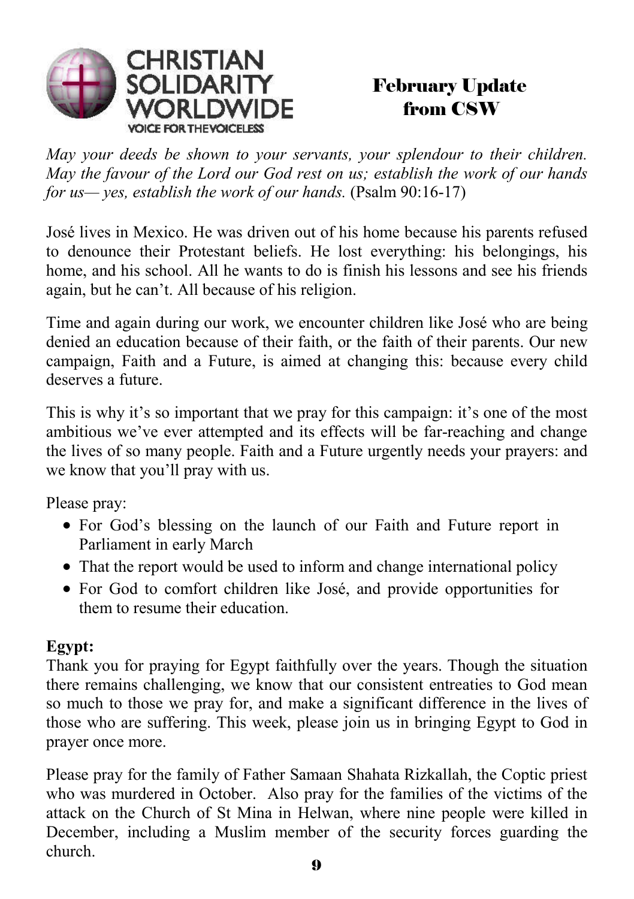CHRISTIAN SOLIDARITY WORLDWIDE

VOICE FOR THE VOICELESS

# February Update from CSW

*May your deeds be shown to your servants, your splendour to their children. May the favour of the Lord our God rest on us; establish the work of our hands for us— yes, establish the work of our hands.* (Psalm 90:16-17)

José lives in Mexico. He was driven out of his home because his parents refused to denounce their Protestant beliefs. He lost everything: his belongings, his home, and his school. All he wants to do is finish his lessons and see his friends again, but he can't. All because of his religion.

Time and again during our work, we encounter children like José who are being denied an education because of their faith, or the faith of their parents. Our new campaign, Faith and a Future, is aimed at changing this: because every child deserves a future.

This is why it's so important that we pray for this campaign: it's one of the most ambitious we've ever attempted and its effects will be far-reaching and change the lives of so many people. Faith and a Future urgently needs your prayers: and we know that you'll pray with us.

Please pray:

- For God's blessing on the launch of our Faith and Future report in Parliament in early March
- That the report would be used to inform and change international policy
- For God to comfort children like José, and provide opportunities for them to resume their education.

**Egypt:**

Thank you for praying for Egypt faithfully over the years. Though the situation there remains challenging, we know that our consistent entreaties to God mean so much to those we pray for, and make a significant difference in the lives of those who are suffering. This week, please join us in bringing Egypt to God in prayer once more.

Please pray for the family of Father Samaan Shahata Rizkallah, the Coptic priest who was murdered in October. Also pray for the families of the victims of the attack on the Church of St Mina in Helwan, where nine people were killed in December, including a Muslim member of the security forces guarding the church.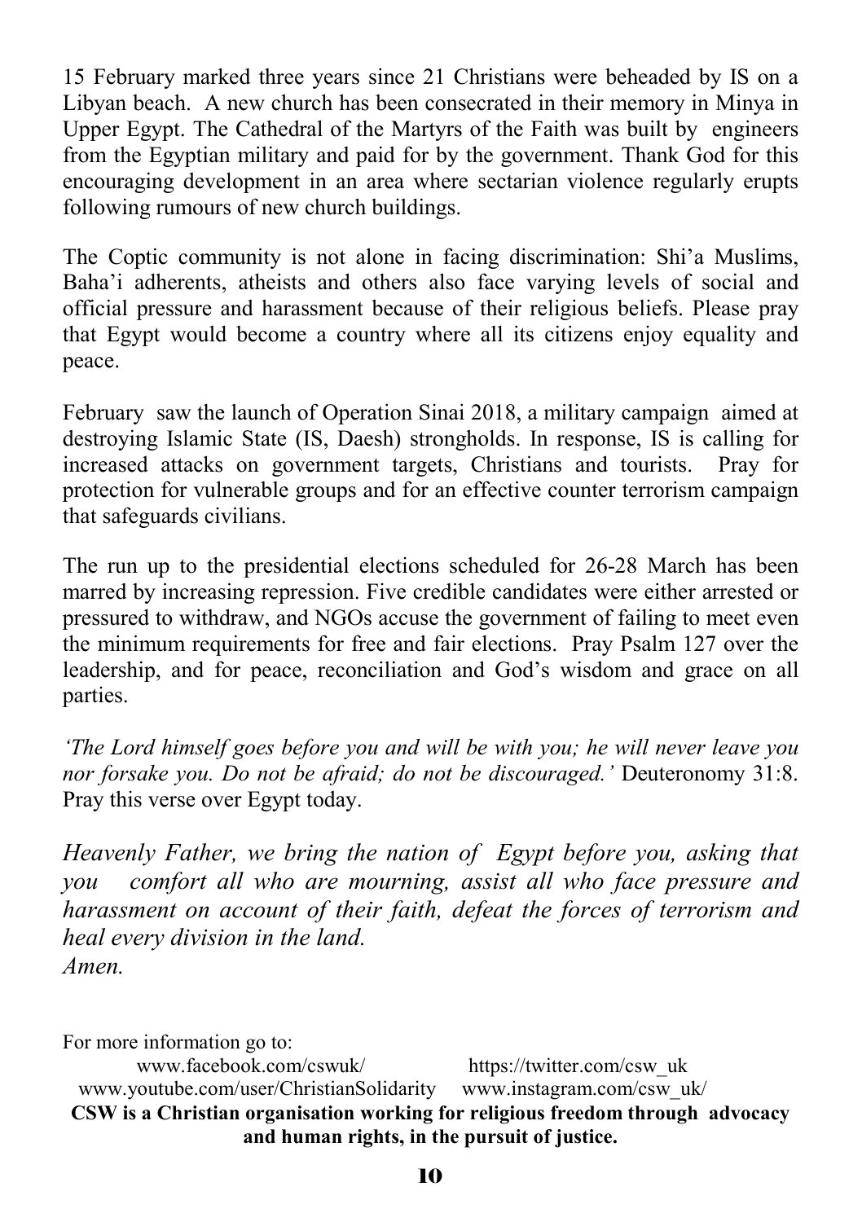15 February marked three years since 21 Christians were beheaded by IS on a Libyan beach. A new church has been consecrated in their memory in Minya in Upper Egypt. The Cathedral of the Martyrs of the Faith was built by engineers from the Egyptian military and paid for by the government. Thank God for this encouraging development in an area where sectarian violence regularly erupts following rumours of new church buildings.

The Coptic community is not alone in facing discrimination: Shi'a Muslims, Baha'i adherents, atheists and others also face varying levels of social and official pressure and harassment because of their religious beliefs. Please pray that Egypt would become a country where all its citizens enjoy equality and peace.

February saw the launch of Operation Sinai 2018, a military campaign aimed at destroying Islamic State (IS, Daesh) strongholds. In response, IS is calling for increased attacks on government targets, Christians and tourists. Pray for protection for vulnerable groups and for an effective counter terrorism campaign that safeguards civilians.

The run up to the presidential elections scheduled for 26-28 March has been marred by increasing repression. Five credible candidates were either arrested or pressured to withdraw, and NGOs accuse the government of failing to meet even the minimum requirements for free and fair elections. Pray Psalm 127 over the leadership, and for peace, reconciliation and God's wisdom and grace on all parties.

*'The Lord himself goes before you and will be with you; he will never leave you nor forsake you. Do not be afraid; do not be discouraged.'* Deuteronomy 31:8. Pray this verse over Egypt today.

*Heavenly Father, we bring the nation of Egypt before you, asking that you comfort all who are mourning, assist all who face pressure and harassment on account of their faith, defeat the forces of terrorism and heal every division in the land.*
*Amen.*

For more information go to:
www.facebook.com/cswuk/ https://twitter.com/csw_uk
www.youtube.com/user/ChristianSolidarity www.instagram.com/csw_uk/

**CSW is a Christian organisation working for religious freedom through advocacy and human rights, in the pursuit of justice.**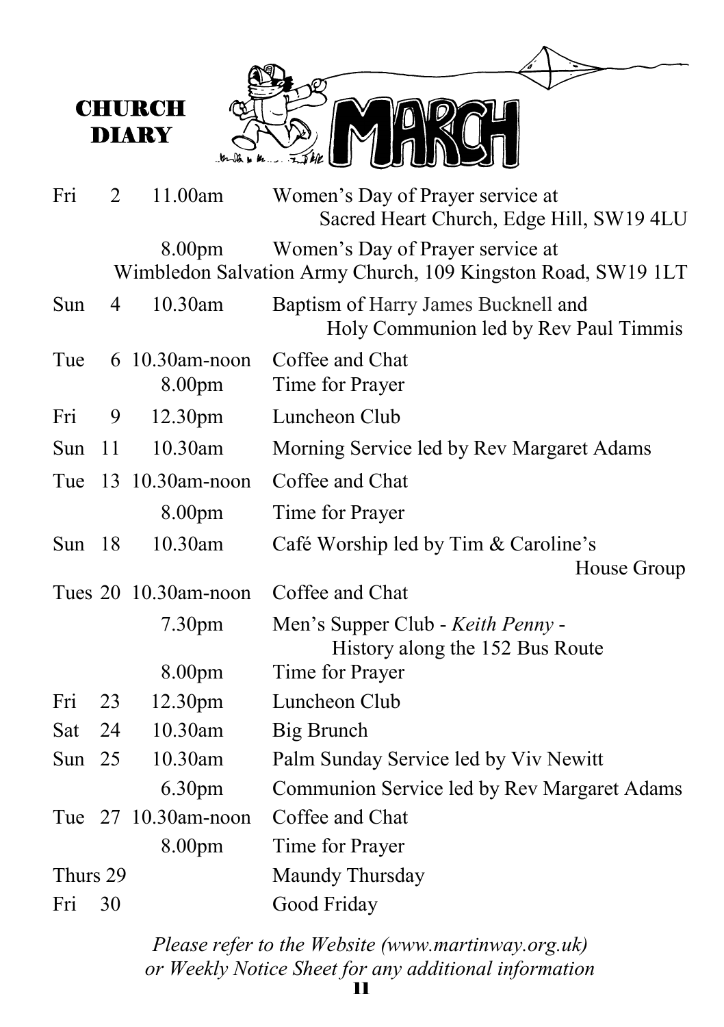# CHURCH DIARY

## MARCH

| Day | Date | Time | Event |
|---|---|---|---|
| Fri | 2 | 11.00am | Women's Day of Prayer service at Sacred Heart Church, Edge Hill, SW19 4LU |
| | | 8.00pm | Women's Day of Prayer service at Wimbledon Salvation Army Church, 109 Kingston Road, SW19 1LT |
| Sun | 4 | 10.30am | Baptism of Harry James Bucknell and Holy Communion led by Rev Paul Timmis |
| Tue | 6 | 10.30am-noon | Coffee and Chat |
| | | 8.00pm | Time for Prayer |
| Fri | 9 | 12.30pm | Luncheon Club |
| Sun | 11 | 10.30am | Morning Service led by Rev Margaret Adams |
| Tue | 13 | 10.30am-noon | Coffee and Chat |
| | | 8.00pm | Time for Prayer |
| Sun | 18 | 10.30am | Café Worship led by Tim & Caroline's House Group |
| Tues | 20 | 10.30am-noon | Coffee and Chat |
| | | 7.30pm | Men's Supper Club - *Keith Penny* - History along the 152 Bus Route |
| | | 8.00pm | Time for Prayer |
| Fri | 23 | 12.30pm | Luncheon Club |
| Sat | 24 | 10.30am | Big Brunch |
| Sun | 25 | 10.30am | Palm Sunday Service led by Viv Newitt |
| | | 6.30pm | Communion Service led by Rev Margaret Adams |
| Tue | 27 | 10.30am-noon | Coffee and Chat |
| | | 8.00pm | Time for Prayer |
| Thurs | 29 | | Maundy Thursday |
| Fri | 30 | | Good Friday |

*Please refer to the Website (www.martinway.org.uk) or Weekly Notice Sheet for any additional information*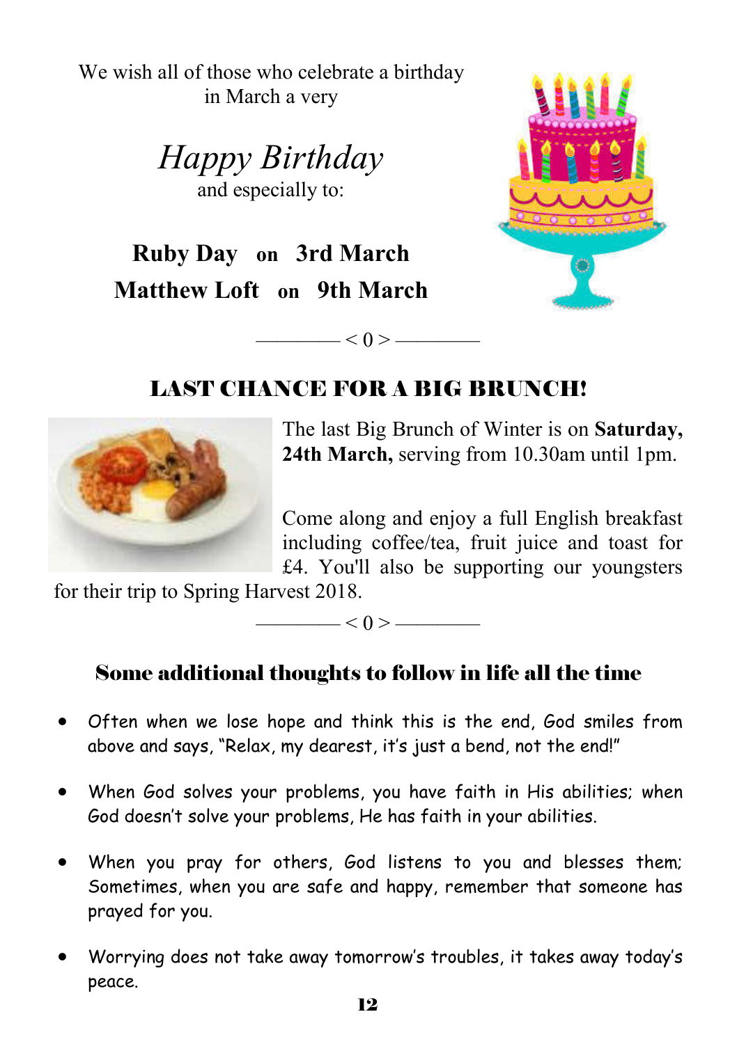We wish all of those who celebrate a birthday in March a very

*Happy Birthday*

and especially to:

**Ruby Day** **on** **3rd March**

**Matthew Loft** **on** **9th March**

———— < 0 > ————

## LAST CHANCE FOR A BIG BRUNCH!

The last Big Brunch of Winter is on **Saturday, 24th March,** serving from 10.30am until 1pm.

Come along and enjoy a full English breakfast including coffee/tea, fruit juice and toast for £4. You'll also be supporting our youngsters for their trip to Spring Harvest 2018.

———— < 0 > ————

## Some additional thoughts to follow in life all the time

- Often when we lose hope and think this is the end, God smiles from above and says, "Relax, my dearest, it's just a bend, not the end!"
- When God solves your problems, you have faith in His abilities; when God doesn't solve your problems, He has faith in your abilities.
- When you pray for others, God listens to you and blesses them; Sometimes, when you are safe and happy, remember that someone has prayed for you.
- Worrying does not take away tomorrow's troubles, it takes away today's peace.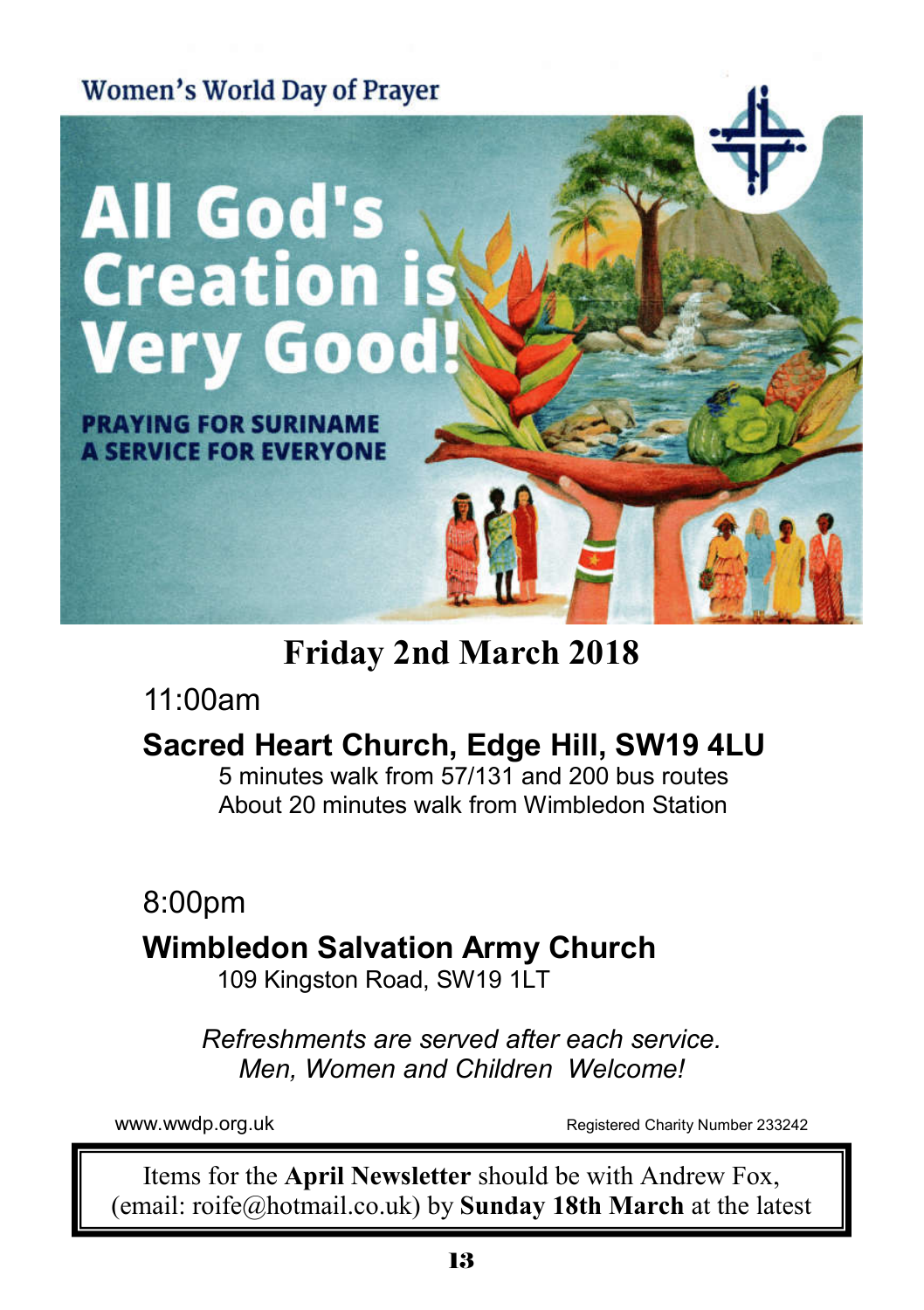Women's World Day of Prayer

# All God's Creation is Very Good!

**PRAYING FOR SURINAME**
**A SERVICE FOR EVERYONE**

## Friday 2nd March 2018

11:00am

**Sacred Heart Church, Edge Hill, SW19 4LU**

5 minutes walk from 57/131 and 200 bus routes
About 20 minutes walk from Wimbledon Station

8:00pm

**Wimbledon Salvation Army Church**

109 Kingston Road, SW19 1LT

*Refreshments are served after each service.*
*Men, Women and Children Welcome!*

www.wwdp.org.uk

Registered Charity Number 233242

Items for the **April Newsletter** should be with Andrew Fox, (email: roife@hotmail.co.uk) by **Sunday 18th March** at the latest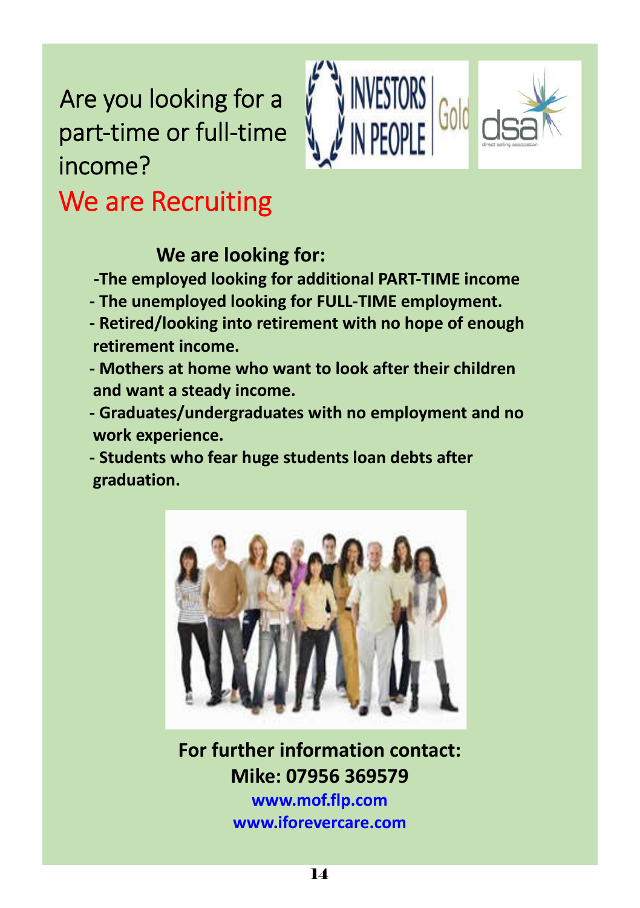# Are you looking for a part-time or full-time income?

## We are Recruiting

**We are looking for:**

- **The employed looking for additional PART-TIME income**
- **The unemployed looking for FULL-TIME employment.**
- **Retired/looking into retirement with no hope of enough retirement income.**
- **Mothers at home who want to look after their children and want a steady income.**
- **Graduates/undergraduates with no employment and no work experience.**
- **Students who fear huge students loan debts after graduation.**

**For further information contact:**
**Mike: 07956 369579**
**www.mof.flp.com**
**www.iforevercare.com**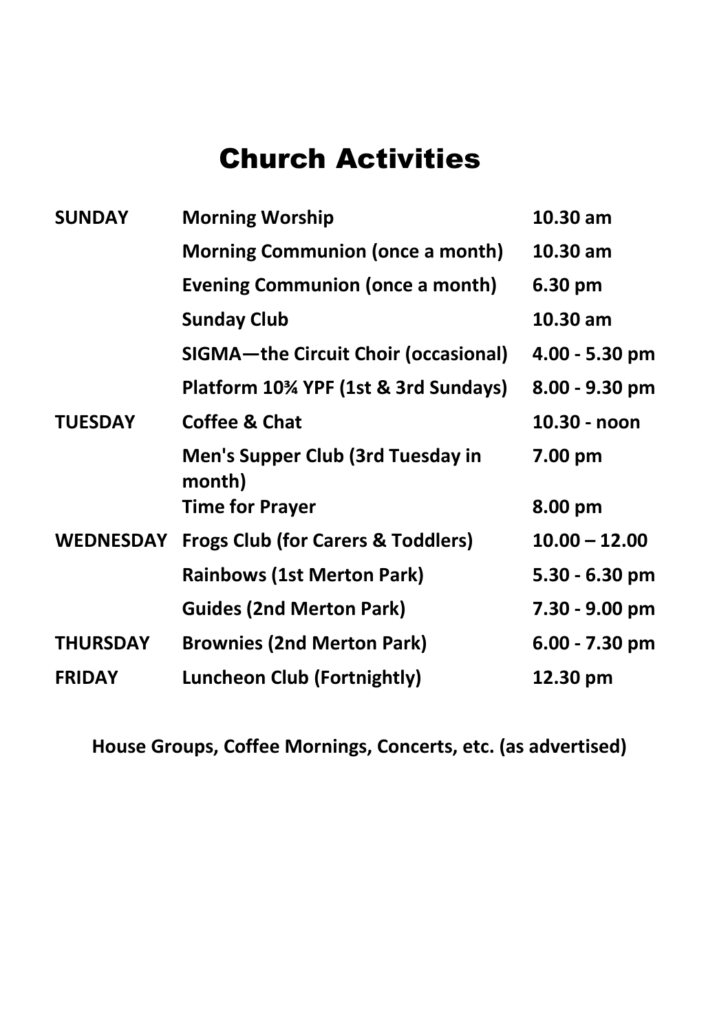# Church Activities

| | | |
|---|---|---|
| **SUNDAY** | **Morning Worship** | **10.30 am** |
| | **Morning Communion (once a month)** | **10.30 am** |
| | **Evening Communion (once a month)** | **6.30 pm** |
| | **Sunday Club** | **10.30 am** |
| | **SIGMA—the Circuit Choir (occasional)** | **4.00 - 5.30 pm** |
| | **Platform 10¾ YPF (1st & 3rd Sundays)** | **8.00 - 9.30 pm** |
| **TUESDAY** | **Coffee & Chat** | **10.30 - noon** |
| | **Men's Supper Club (3rd Tuesday in month)** | **7.00 pm** |
| | **Time for Prayer** | **8.00 pm** |
| **WEDNESDAY** | **Frogs Club (for Carers & Toddlers)** | **10.00 – 12.00** |
| | **Rainbows (1st Merton Park)** | **5.30 - 6.30 pm** |
| | **Guides (2nd Merton Park)** | **7.30 - 9.00 pm** |
| **THURSDAY** | **Brownies (2nd Merton Park)** | **6.00 - 7.30 pm** |
| **FRIDAY** | **Luncheon Club (Fortnightly)** | **12.30 pm** |

**House Groups, Coffee Mornings, Concerts, etc. (as advertised)**